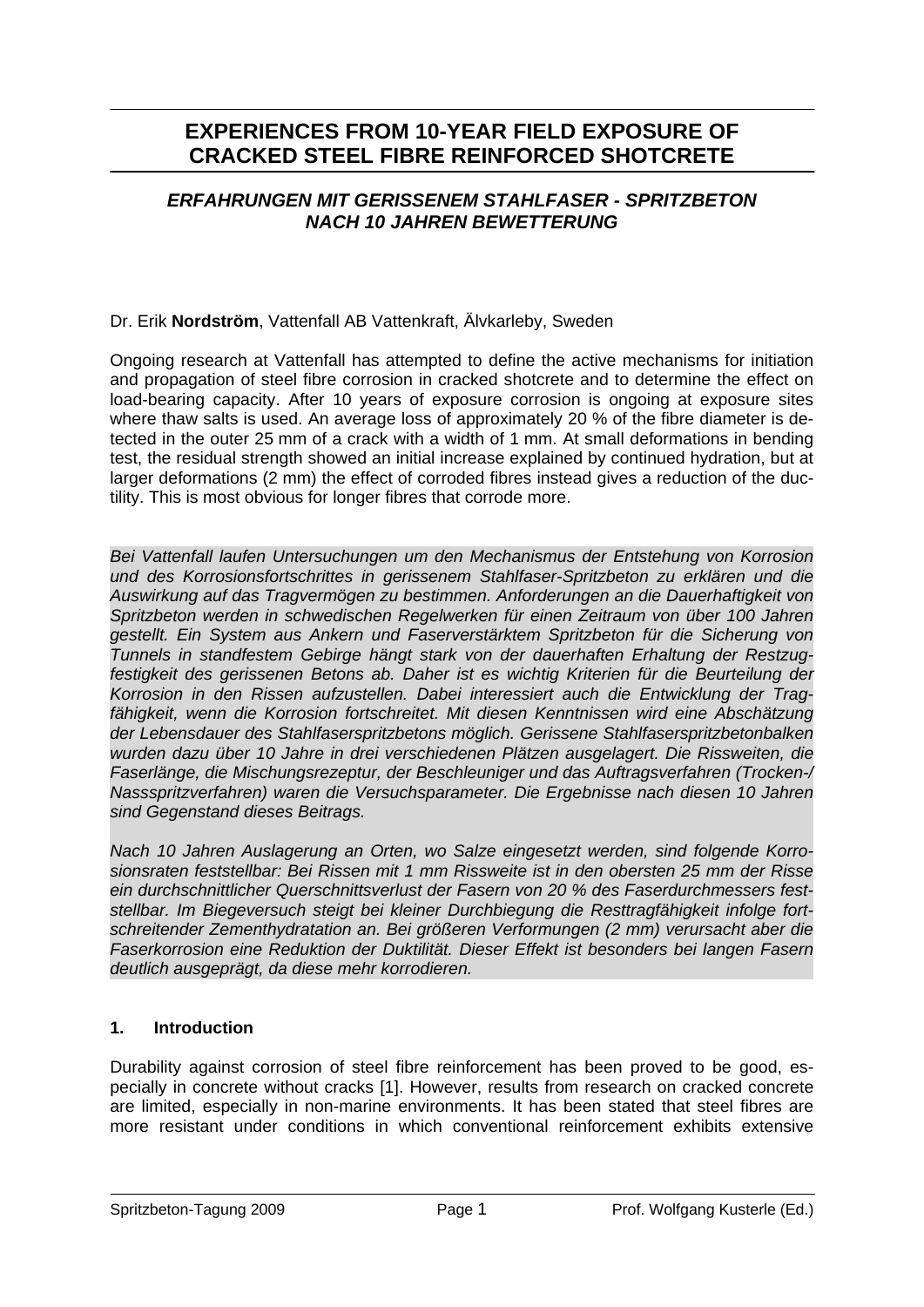# EXPERIENCES FROM 10-YEAR FIELD EXPOSURE OF CRACKED STEEL FIBRE REINFORCED SHOTCRETE

## *ERFAHRUNGEN MIT GERISSENEM STAHLFASER - SPRITZBETON NACH 10 JAHREN BEWETTERUNG*

Dr. Erik **Nordström**, Vattenfall AB Vattenkraft, Älvkarleby, Sweden

Ongoing research at Vattenfall has attempted to define the active mechanisms for initiation and propagation of steel fibre corrosion in cracked shotcrete and to determine the effect on load-bearing capacity. After 10 years of exposure corrosion is ongoing at exposure sites where thaw salts is used. An average loss of approximately 20 % of the fibre diameter is detected in the outer 25 mm of a crack with a width of 1 mm. At small deformations in bending test, the residual strength showed an initial increase explained by continued hydration, but at larger deformations (2 mm) the effect of corroded fibres instead gives a reduction of the ductility. This is most obvious for longer fibres that corrode more.

*Bei Vattenfall laufen Untersuchungen um den Mechanismus der Entstehung von Korrosion und des Korrosionsfortschrittes in gerissenem Stahlfaser-Spritzbeton zu erklären und die Auswirkung auf das Tragvermögen zu bestimmen. Anforderungen an die Dauerhaftigkeit von Spritzbeton werden in schwedischen Regelwerken für einen Zeitraum von über 100 Jahren gestellt. Ein System aus Ankern und Faserverstärktem Spritzbeton für die Sicherung von Tunnels in standfestem Gebirge hängt stark von der dauerhaften Erhaltung der Restzugfestigkeit des gerissenen Betons ab. Daher ist es wichtig Kriterien für die Beurteilung der Korrosion in den Rissen aufzustellen. Dabei interessiert auch die Entwicklung der Tragfähigkeit, wenn die Korrosion fortschreitet. Mit diesen Kenntnissen wird eine Abschätzung der Lebensdauer des Stahlfaserspritzbetons möglich. Gerissene Stahlfaserspritzbetonbalken wurden dazu über 10 Jahre in drei verschiedenen Plätzen ausgelagert. Die Rissweiten, die Faserlänge, die Mischungsrezeptur, der Beschleuniger und das Auftragsverfahren (Trocken-/ Nassspritzverfahren) waren die Versuchsparameter. Die Ergebnisse nach diesen 10 Jahren sind Gegenstand dieses Beitrags.*

*Nach 10 Jahren Auslagerung an Orten, wo Salze eingesetzt werden, sind folgende Korrosionsraten feststellbar: Bei Rissen mit 1 mm Rissweite ist in den obersten 25 mm der Risse ein durchschnittlicher Querschnittsverlust der Fasern von 20 % des Faserdurchmessers feststellbar. Im Biegeversuch steigt bei kleiner Durchbiegung die Resttragfähigkeit infolge fortschreitender Zementhydratation an. Bei größeren Verformungen (2 mm) verursacht aber die Faserkorrosion eine Reduktion der Duktilität. Dieser Effekt ist besonders bei langen Fasern deutlich ausgeprägt, da diese mehr korrodieren.*

### 1. Introduction

Durability against corrosion of steel fibre reinforcement has been proved to be good, especially in concrete without cracks [1]. However, results from research on cracked concrete are limited, especially in non-marine environments. It has been stated that steel fibres are more resistant under conditions in which conventional reinforcement exhibits extensive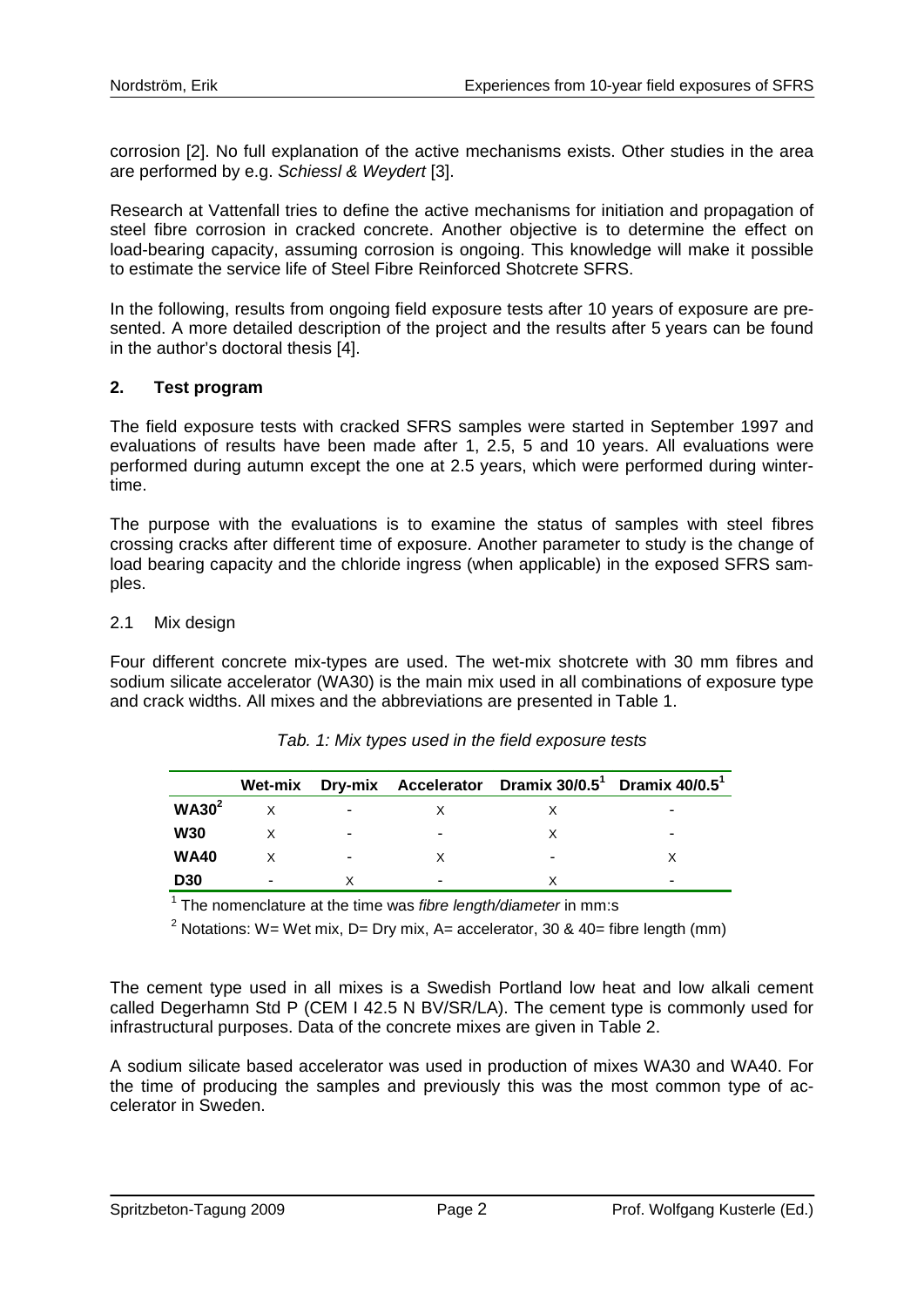corrosion [2]. No full explanation of the active mechanisms exists. Other studies in the area are performed by e.g. *Schiessl & Weydert* [3].

Research at Vattenfall tries to define the active mechanisms for initiation and propagation of steel fibre corrosion in cracked concrete. Another objective is to determine the effect on load-bearing capacity, assuming corrosion is ongoing. This knowledge will make it possible to estimate the service life of Steel Fibre Reinforced Shotcrete SFRS.

In the following, results from ongoing field exposure tests after 10 years of exposure are presented. A more detailed description of the project and the results after 5 years can be found in the author's doctoral thesis [4].

## 2. Test program

The field exposure tests with cracked SFRS samples were started in September 1997 and evaluations of results have been made after 1, 2.5, 5 and 10 years. All evaluations were performed during autumn except the one at 2.5 years, which were performed during wintertime.

The purpose with the evaluations is to examine the status of samples with steel fibres crossing cracks after different time of exposure. Another parameter to study is the change of load bearing capacity and the chloride ingress (when applicable) in the exposed SFRS samples.

### 2.1 Mix design

Four different concrete mix-types are used. The wet-mix shotcrete with 30 mm fibres and sodium silicate accelerator (WA30) is the main mix used in all combinations of exposure type and crack widths. All mixes and the abbreviations are presented in Table 1.

*Tab. 1: Mix types used in the field exposure tests*

| | Wet-mix | Dry-mix | Accelerator | Dramix 30/0.5[1] | Dramix 40/0.5[1] |
|---|---|---|---|---|---|
| **WA30[2]** | x | - | x | x | - |
| **W30** | x | - | - | x | - |
| **WA40** | x | - | x | - | x |
| **D30** | - | x | - | x | - |

[1] The nomenclature at the time was *fibre length/diameter* in mm:s

[2] Notations: W= Wet mix, D= Dry mix, A= accelerator, 30 & 40= fibre length (mm)

The cement type used in all mixes is a Swedish Portland low heat and low alkali cement called Degerhamn Std P (CEM I 42.5 N BV/SR/LA). The cement type is commonly used for infrastructural purposes. Data of the concrete mixes are given in Table 2.

A sodium silicate based accelerator was used in production of mixes WA30 and WA40. For the time of producing the samples and previously this was the most common type of accelerator in Sweden.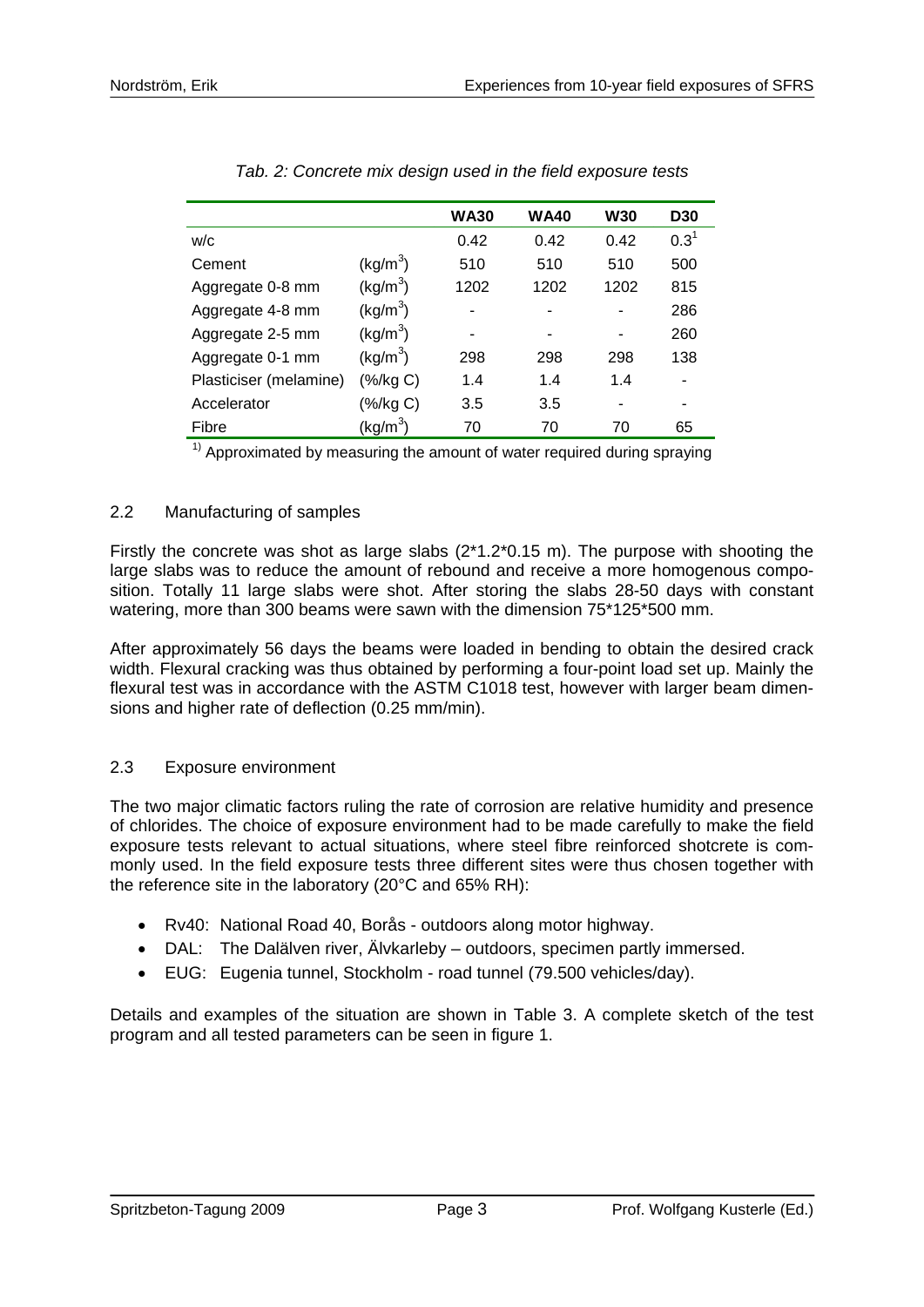*Tab. 2: Concrete mix design used in the field exposure tests*

| | | WA30 | WA40 | W30 | D30 |
|---|---|---|---|---|---|
| w/c | | 0.42 | 0.42 | 0.42 | 0.3[1] |
| Cement | ($kg/m^3$) | 510 | 510 | 510 | 500 |
| Aggregate 0-8 mm | ($kg/m^3$) | 1202 | 1202 | 1202 | 815 |
| Aggregate 4-8 mm | ($kg/m^3$) | - | - | - | 286 |
| Aggregate 2-5 mm | ($kg/m^3$) | - | - | - | 260 |
| Aggregate 0-1 mm | ($kg/m^3$) | 298 | 298 | 298 | 138 |
| Plasticiser (melamine) | (%/kg C) | 1.4 | 1.4 | 1.4 | - |
| Accelerator | (%/kg C) | 3.5 | 3.5 | - | - |
| Fibre | ($kg/m^3$) | 70 | 70 | 70 | 65 |

[1] Approximated by measuring the amount of water required during spraying

## 2.2 Manufacturing of samples

Firstly the concrete was shot as large slabs (2*1.2*0.15 m). The purpose with shooting the large slabs was to reduce the amount of rebound and receive a more homogenous composition. Totally 11 large slabs were shot. After storing the slabs 28-50 days with constant watering, more than 300 beams were sawn with the dimension 75*125*500 mm.

After approximately 56 days the beams were loaded in bending to obtain the desired crack width. Flexural cracking was thus obtained by performing a four-point load set up. Mainly the flexural test was in accordance with the ASTM C1018 test, however with larger beam dimensions and higher rate of deflection (0.25 mm/min).

## 2.3 Exposure environment

The two major climatic factors ruling the rate of corrosion are relative humidity and presence of chlorides. The choice of exposure environment had to be made carefully to make the field exposure tests relevant to actual situations, where steel fibre reinforced shotcrete is commonly used. In the field exposure tests three different sites were thus chosen together with the reference site in the laboratory (20°C and 65% RH):

- Rv40: National Road 40, Borås - outdoors along motor highway.
- DAL: The Dalälven river, Älvkarleby – outdoors, specimen partly immersed.
- EUG: Eugenia tunnel, Stockholm - road tunnel (79.500 vehicles/day).

Details and examples of the situation are shown in Table 3. A complete sketch of the test program and all tested parameters can be seen in figure 1.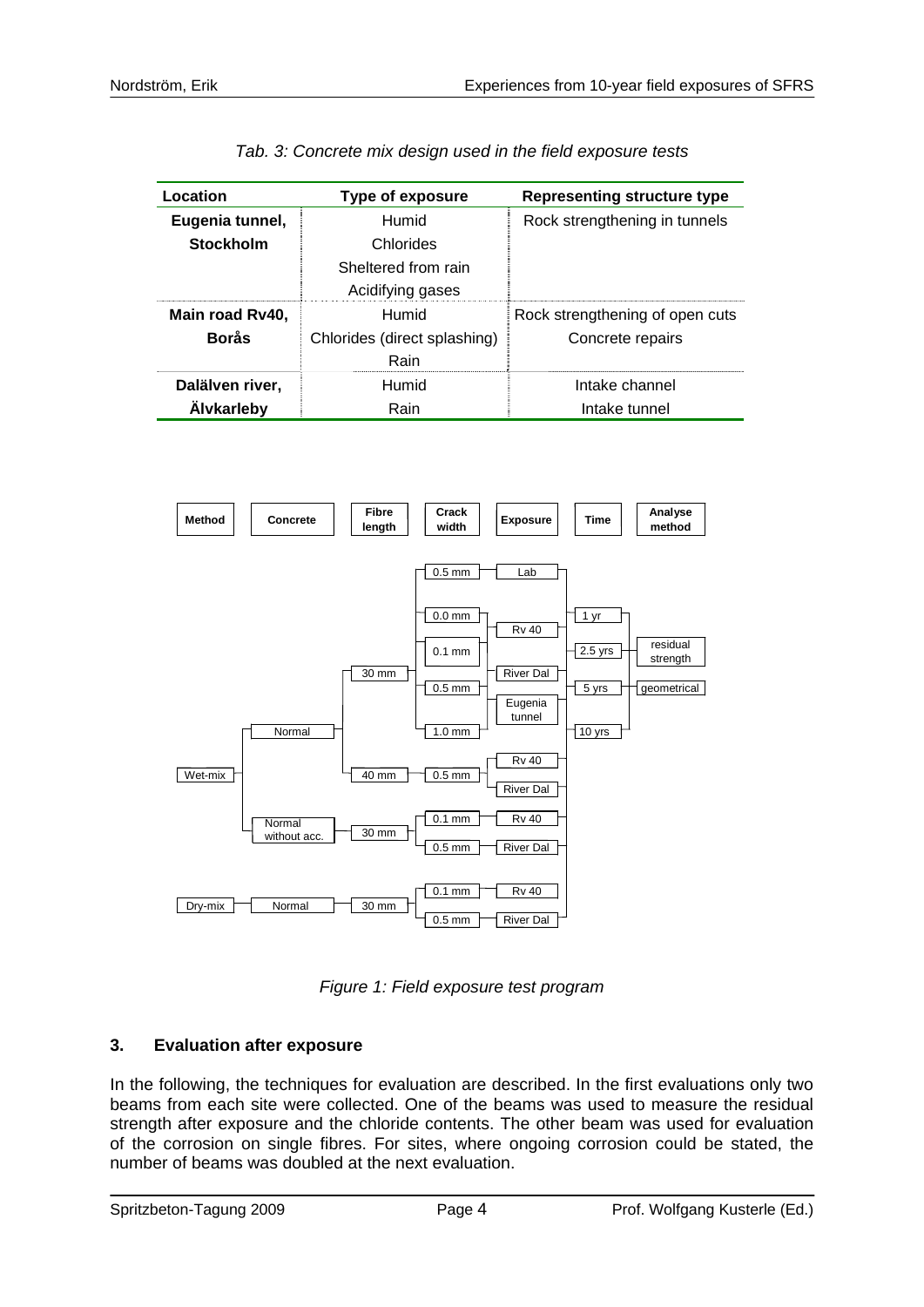*Tab. 3: Concrete mix design used in the field exposure tests*

| Location | Type of exposure | Representing structure type |
|---|---|---|
| **Eugenia tunnel, Stockholm** | Humid<br>Chlorides<br>Sheltered from rain<br>Acidifying gases | Rock strengthening in tunnels |
| **Main road Rv40, Borås** | Humid<br>Chlorides (direct splashing)<br>Rain | Rock strengthening of open cuts<br>Concrete repairs |
| **Dalälven river, Älvkarleby** | Humid<br>Rain | Intake channel<br>Intake tunnel |

*Figure 1: Field exposure test program*

## 3. Evaluation after exposure

In the following, the techniques for evaluation are described. In the first evaluations only two beams from each site were collected. One of the beams was used to measure the residual strength after exposure and the chloride contents. The other beam was used for evaluation of the corrosion on single fibres. For sites, where ongoing corrosion could be stated, the number of beams was doubled at the next evaluation.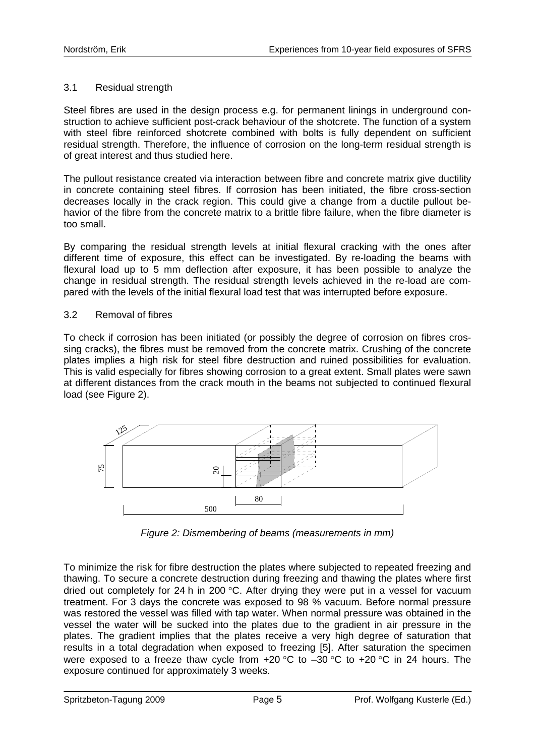### 3.1 Residual strength

Steel fibres are used in the design process e.g. for permanent linings in underground construction to achieve sufficient post-crack behaviour of the shotcrete. The function of a system with steel fibre reinforced shotcrete combined with bolts is fully dependent on sufficient residual strength. Therefore, the influence of corrosion on the long-term residual strength is of great interest and thus studied here.

The pullout resistance created via interaction between fibre and concrete matrix give ductility in concrete containing steel fibres. If corrosion has been initiated, the fibre cross-section decreases locally in the crack region. This could give a change from a ductile pullout behavior of the fibre from the concrete matrix to a brittle fibre failure, when the fibre diameter is too small.

By comparing the residual strength levels at initial flexural cracking with the ones after different time of exposure, this effect can be investigated. By re-loading the beams with flexural load up to 5 mm deflection after exposure, it has been possible to analyze the change in residual strength. The residual strength levels achieved in the re-load are compared with the levels of the initial flexural load test that was interrupted before exposure.

### 3.2 Removal of fibres

To check if corrosion has been initiated (or possibly the degree of corrosion on fibres crossing cracks), the fibres must be removed from the concrete matrix. Crushing of the concrete plates implies a high risk for steel fibre destruction and ruined possibilities for evaluation. This is valid especially for fibres showing corrosion to a great extent. Small plates were sawn at different distances from the crack mouth in the beams not subjected to continued flexural load (see Figure 2).

*Figure 2: Dismembering of beams (measurements in mm)*

To minimize the risk for fibre destruction the plates where subjected to repeated freezing and thawing. To secure a concrete destruction during freezing and thawing the plates where first dried out completely for 24 h in 200 °C. After drying they were put in a vessel for vacuum treatment. For 3 days the concrete was exposed to 98 % vacuum. Before normal pressure was restored the vessel was filled with tap water. When normal pressure was obtained in the vessel the water will be sucked into the plates due to the gradient in air pressure in the plates. The gradient implies that the plates receive a very high degree of saturation that results in a total degradation when exposed to freezing [5]. After saturation the specimen were exposed to a freeze thaw cycle from +20 °C to –30 °C to +20 °C in 24 hours. The exposure continued for approximately 3 weeks.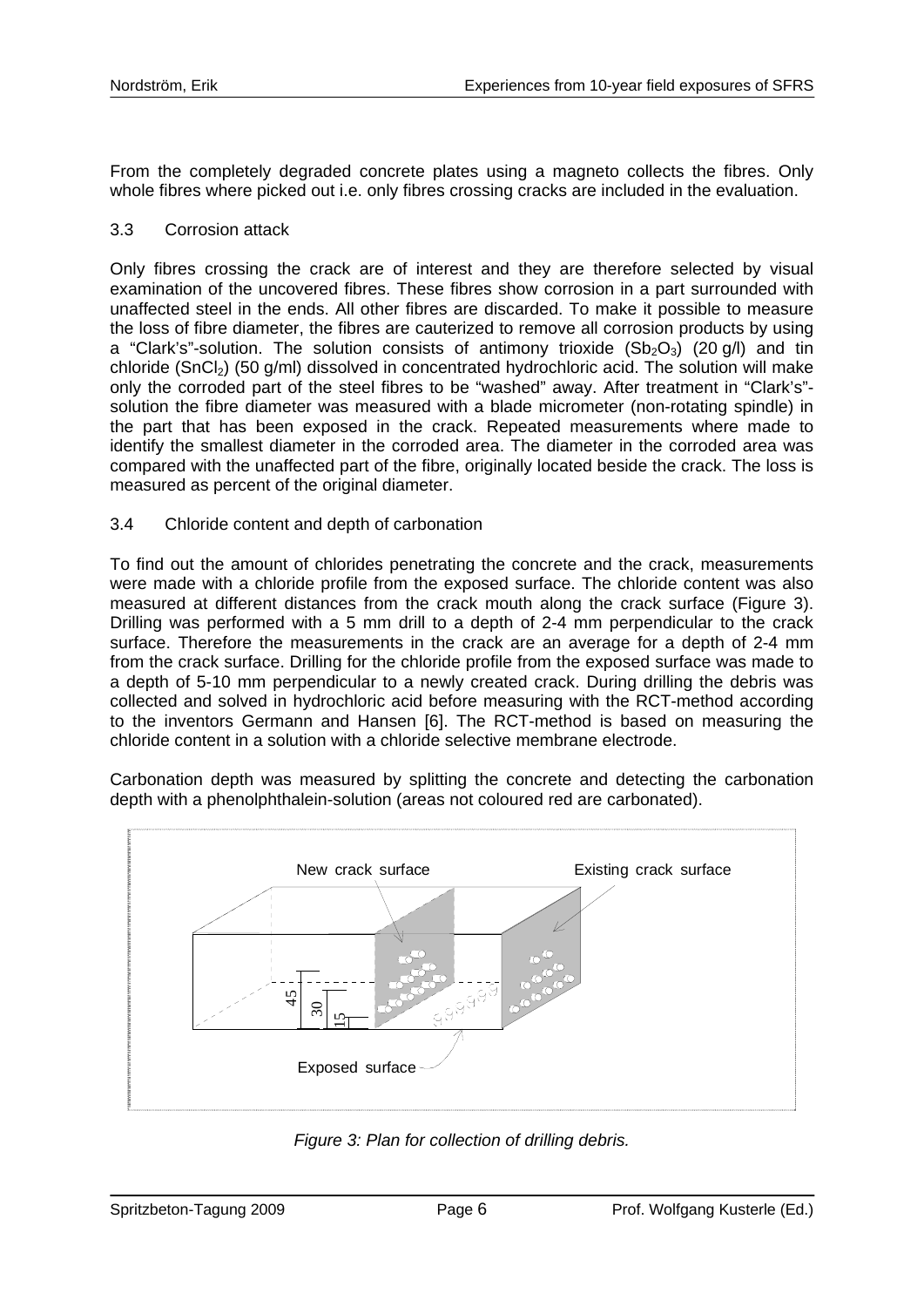From the completely degraded concrete plates using a magneto collects the fibres. Only whole fibres where picked out i.e. only fibres crossing cracks are included in the evaluation.

### 3.3 Corrosion attack

Only fibres crossing the crack are of interest and they are therefore selected by visual examination of the uncovered fibres. These fibres show corrosion in a part surrounded with unaffected steel in the ends. All other fibres are discarded. To make it possible to measure the loss of fibre diameter, the fibres are cauterized to remove all corrosion products by using a "Clark's"-solution. The solution consists of antimony trioxide ($Sb_2O_3$) (20 g/l) and tin chloride ($SnCl_2$) (50 g/ml) dissolved in concentrated hydrochloric acid. The solution will make only the corroded part of the steel fibres to be "washed" away. After treatment in "Clark's"-solution the fibre diameter was measured with a blade micrometer (non-rotating spindle) in the part that has been exposed in the crack. Repeated measurements where made to identify the smallest diameter in the corroded area. The diameter in the corroded area was compared with the unaffected part of the fibre, originally located beside the crack. The loss is measured as percent of the original diameter.

### 3.4 Chloride content and depth of carbonation

To find out the amount of chlorides penetrating the concrete and the crack, measurements were made with a chloride profile from the exposed surface. The chloride content was also measured at different distances from the crack mouth along the crack surface (Figure 3). Drilling was performed with a 5 mm drill to a depth of 2-4 mm perpendicular to the crack surface. Therefore the measurements in the crack are an average for a depth of 2-4 mm from the crack surface. Drilling for the chloride profile from the exposed surface was made to a depth of 5-10 mm perpendicular to a newly created crack. During drilling the debris was collected and solved in hydrochloric acid before measuring with the RCT-method according to the inventors Germann and Hansen [6]. The RCT-method is based on measuring the chloride content in a solution with a chloride selective membrane electrode.

Carbonation depth was measured by splitting the concrete and detecting the carbonation depth with a phenolphthalein-solution (areas not coloured red are carbonated).

*Figure 3: Plan for collection of drilling debris.*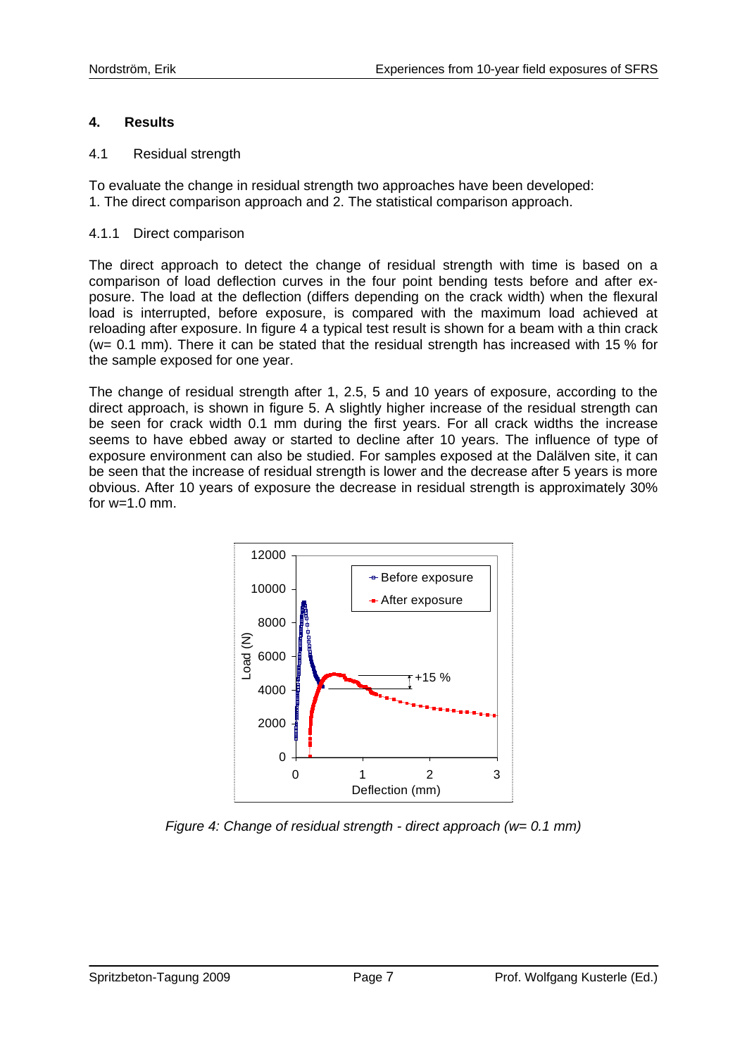## 4. Results

### 4.1 Residual strength

To evaluate the change in residual strength two approaches have been developed:
1. The direct comparison approach and 2. The statistical comparison approach.

#### 4.1.1 Direct comparison

The direct approach to detect the change of residual strength with time is based on a comparison of load deflection curves in the four point bending tests before and after exposure. The load at the deflection (differs depending on the crack width) when the flexural load is interrupted, before exposure, is compared with the maximum load achieved at reloading after exposure. In figure 4 a typical test result is shown for a beam with a thin crack (w= 0.1 mm). There it can be stated that the residual strength has increased with 15 % for the sample exposed for one year.

The change of residual strength after 1, 2.5, 5 and 10 years of exposure, according to the direct approach, is shown in figure 5. A slightly higher increase of the residual strength can be seen for crack width 0.1 mm during the first years. For all crack widths the increase seems to have ebbed away or started to decline after 10 years. The influence of type of exposure environment can also be studied. For samples exposed at the Dalälven site, it can be seen that the increase of residual strength is lower and the decrease after 5 years is more obvious. After 10 years of exposure the decrease in residual strength is approximately 30% for w=1.0 mm.

*Figure 4: Change of residual strength - direct approach (w= 0.1 mm)*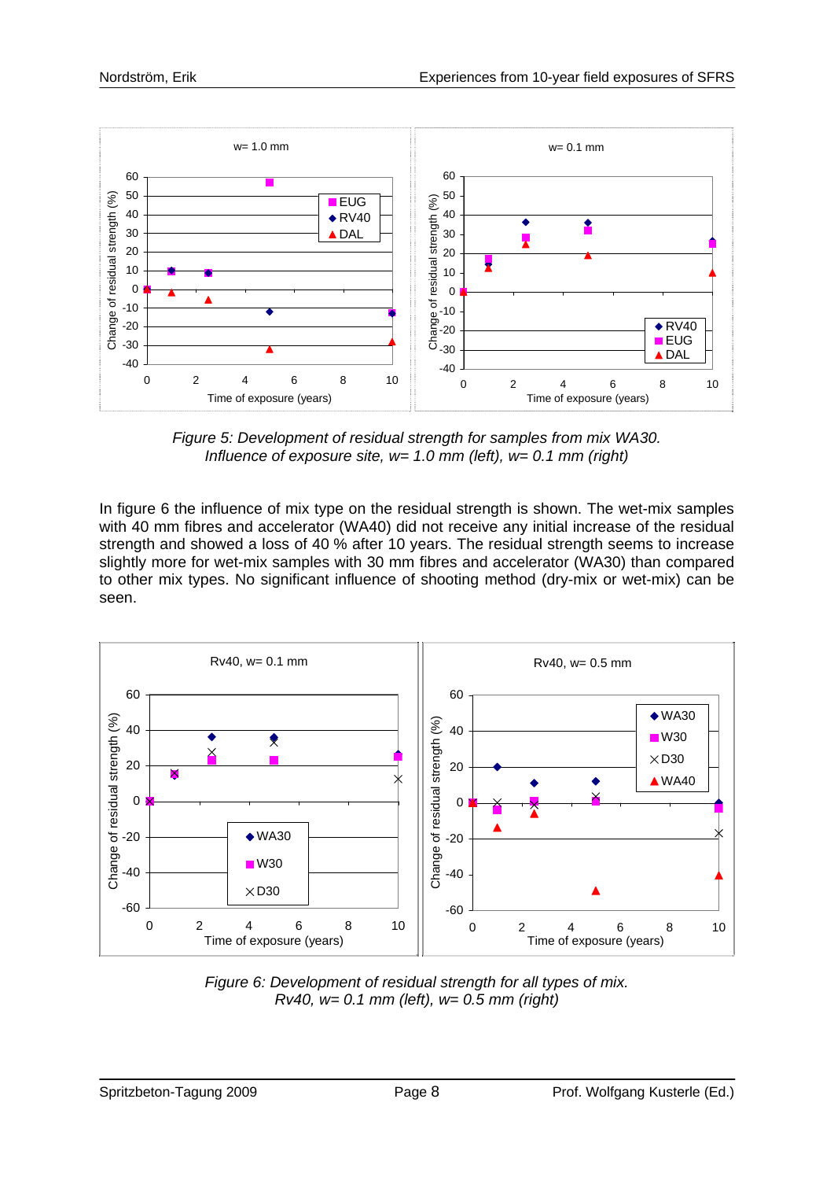*Figure 5: Development of residual strength for samples from mix WA30. Influence of exposure site, w= 1.0 mm (left), w= 0.1 mm (right)*

In figure 6 the influence of mix type on the residual strength is shown. The wet-mix samples with 40 mm fibres and accelerator (WA40) did not receive any initial increase of the residual strength and showed a loss of 40 % after 10 years. The residual strength seems to increase slightly more for wet-mix samples with 30 mm fibres and accelerator (WA30) than compared to other mix types. No significant influence of shooting method (dry-mix or wet-mix) can be seen.

*Figure 6: Development of residual strength for all types of mix. Rv40, w= 0.1 mm (left), w= 0.5 mm (right)*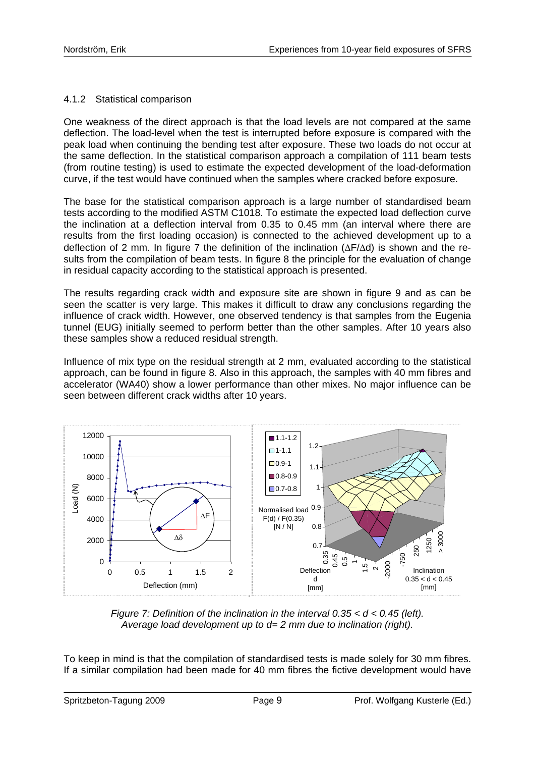### 4.1.2 Statistical comparison

One weakness of the direct approach is that the load levels are not compared at the same deflection. The load-level when the test is interrupted before exposure is compared with the peak load when continuing the bending test after exposure. These two loads do not occur at the same deflection. In the statistical comparison approach a compilation of 111 beam tests (from routine testing) is used to estimate the expected development of the load-deformation curve, if the test would have continued when the samples where cracked before exposure.

The base for the statistical comparison approach is a large number of standardised beam tests according to the modified ASTM C1018. To estimate the expected load deflection curve the inclination at a deflection interval from 0.35 to 0.45 mm (an interval where there are results from the first loading occasion) is connected to the achieved development up to a deflection of 2 mm. In figure 7 the definition of the inclination ($\Delta F/\Delta d$) is shown and the results from the compilation of beam tests. In figure 8 the principle for the evaluation of change in residual capacity according to the statistical approach is presented.

The results regarding crack width and exposure site are shown in figure 9 and as can be seen the scatter is very large. This makes it difficult to draw any conclusions regarding the influence of crack width. However, one observed tendency is that samples from the Eugenia tunnel (EUG) initially seemed to perform better than the other samples. After 10 years also these samples show a reduced residual strength.

Influence of mix type on the residual strength at 2 mm, evaluated according to the statistical approach, can be found in figure 8. Also in this approach, the samples with 40 mm fibres and accelerator (WA40) show a lower performance than other mixes. No major influence can be seen between different crack widths after 10 years.

*Figure 7: Definition of the inclination in the interval 0.35 < d < 0.45 (left). Average load development up to d= 2 mm due to inclination (right).*

To keep in mind is that the compilation of standardised tests is made solely for 30 mm fibres. If a similar compilation had been made for 40 mm fibres the fictive development would have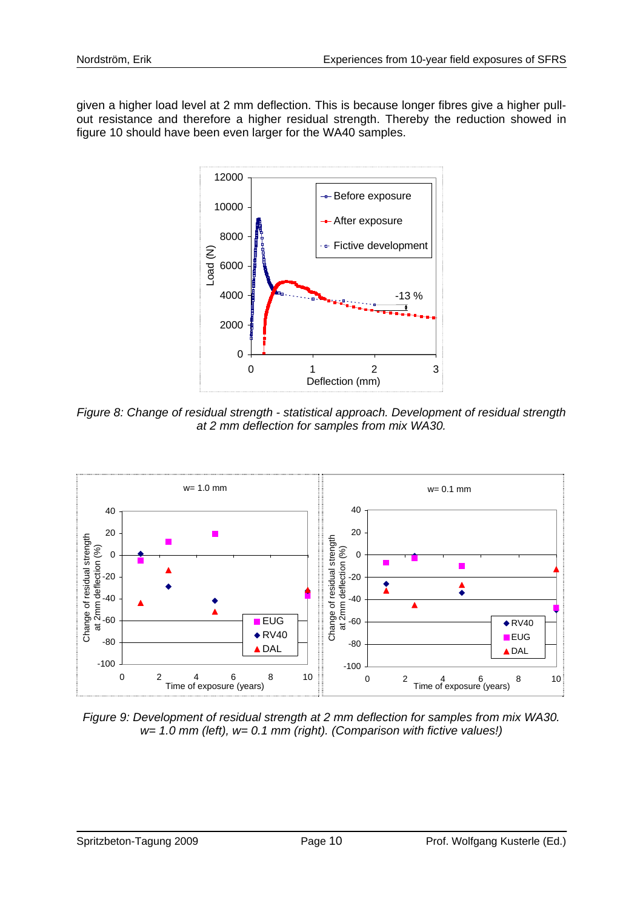given a higher load level at 2 mm deflection. This is because longer fibres give a higher pull-out resistance and therefore a higher residual strength. Thereby the reduction showed in figure 10 should have been even larger for the WA40 samples.

*Figure 8: Change of residual strength - statistical approach. Development of residual strength at 2 mm deflection for samples from mix WA30.*

*Figure 9: Development of residual strength at 2 mm deflection for samples from mix WA30. w= 1.0 mm (left), w= 0.1 mm (right). (Comparison with fictive values!)*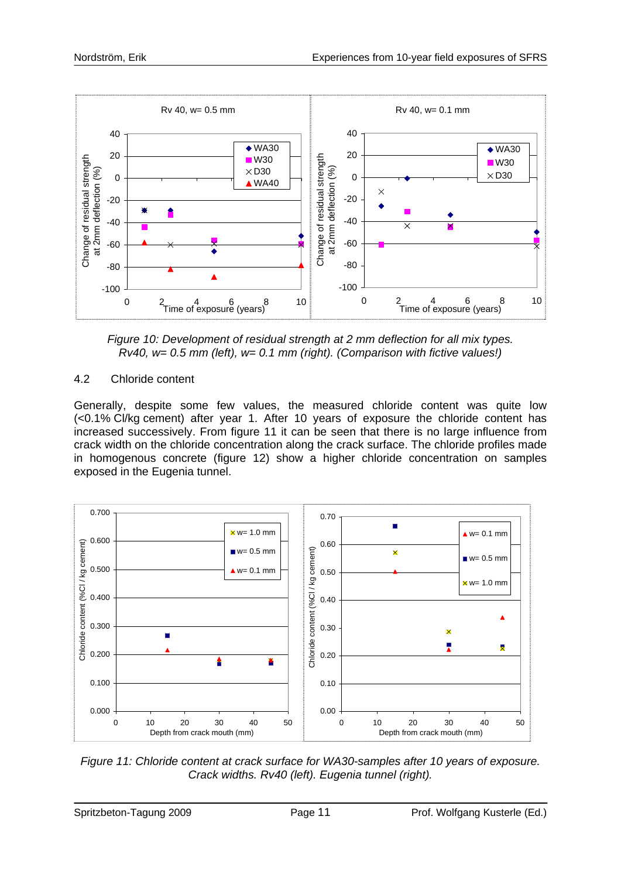Figure 10: Development of residual strength at 2 mm deflection for all mix types. Rv40, w= 0.5 mm (left), w= 0.1 mm (right). (Comparison with fictive values!)

## 4.2 Chloride content

Generally, despite some few values, the measured chloride content was quite low (<0.1% Cl/kg cement) after year 1. After 10 years of exposure the chloride content has increased successively. From figure 11 it can be seen that there is no large influence from crack width on the chloride concentration along the crack surface. The chloride profiles made in homogenous concrete (figure 12) show a higher chloride concentration on samples exposed in the Eugenia tunnel.

Figure 11: Chloride content at crack surface for WA30-samples after 10 years of exposure. Crack widths. Rv40 (left). Eugenia tunnel (right).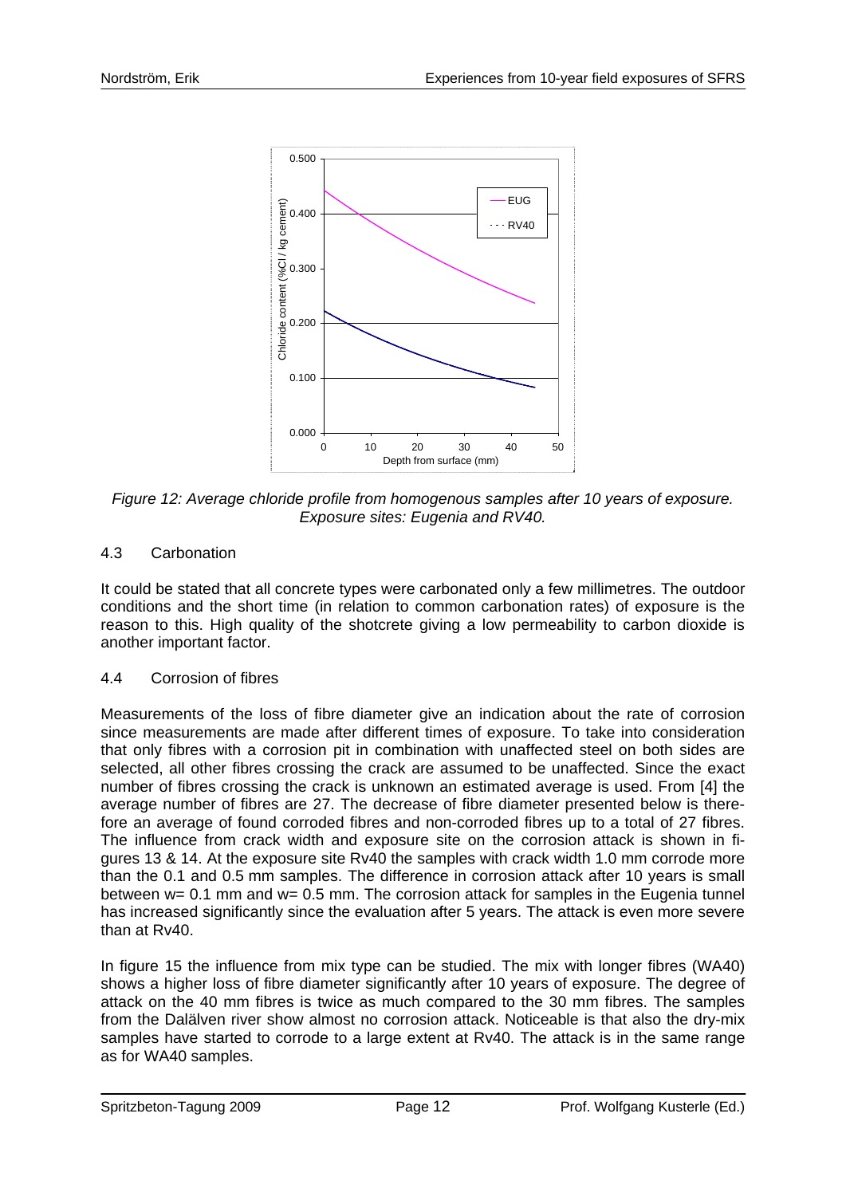*Figure 12: Average chloride profile from homogenous samples after 10 years of exposure. Exposure sites: Eugenia and RV40.*

## 4.3 Carbonation

It could be stated that all concrete types were carbonated only a few millimetres. The outdoor conditions and the short time (in relation to common carbonation rates) of exposure is the reason to this. High quality of the shotcrete giving a low permeability to carbon dioxide is another important factor.

## 4.4 Corrosion of fibres

Measurements of the loss of fibre diameter give an indication about the rate of corrosion since measurements are made after different times of exposure. To take into consideration that only fibres with a corrosion pit in combination with unaffected steel on both sides are selected, all other fibres crossing the crack are assumed to be unaffected. Since the exact number of fibres crossing the crack is unknown an estimated average is used. From [4] the average number of fibres are 27. The decrease of fibre diameter presented below is therefore an average of found corroded fibres and non-corroded fibres up to a total of 27 fibres. The influence from crack width and exposure site on the corrosion attack is shown in figures 13 & 14. At the exposure site Rv40 the samples with crack width 1.0 mm corrode more than the 0.1 and 0.5 mm samples. The difference in corrosion attack after 10 years is small between w= 0.1 mm and w= 0.5 mm. The corrosion attack for samples in the Eugenia tunnel has increased significantly since the evaluation after 5 years. The attack is even more severe than at Rv40.

In figure 15 the influence from mix type can be studied. The mix with longer fibres (WA40) shows a higher loss of fibre diameter significantly after 10 years of exposure. The degree of attack on the 40 mm fibres is twice as much compared to the 30 mm fibres. The samples from the Dalälven river show almost no corrosion attack. Noticeable is that also the dry-mix samples have started to corrode to a large extent at Rv40. The attack is in the same range as for WA40 samples.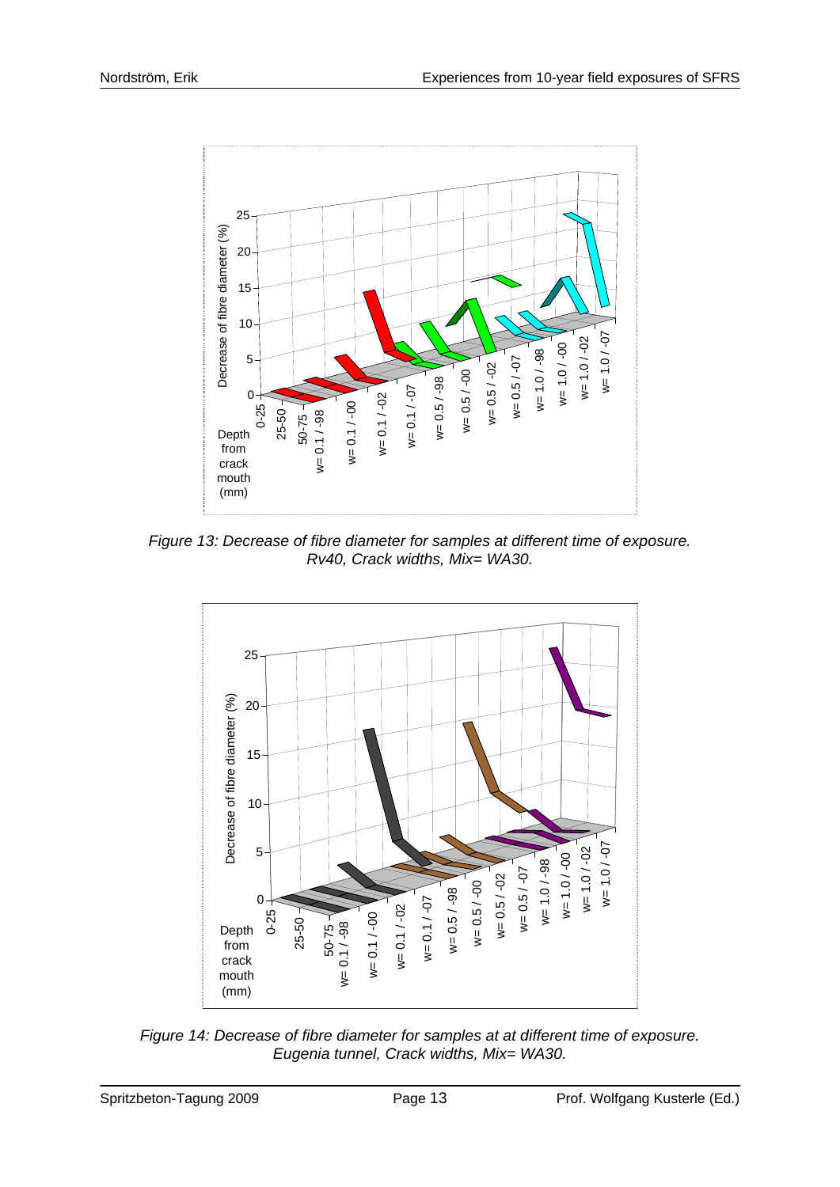*Figure 13: Decrease of fibre diameter for samples at different time of exposure. Rv40, Crack widths, Mix= WA30.*

*Figure 14: Decrease of fibre diameter for samples at at different time of exposure. Eugenia tunnel, Crack widths, Mix= WA30.*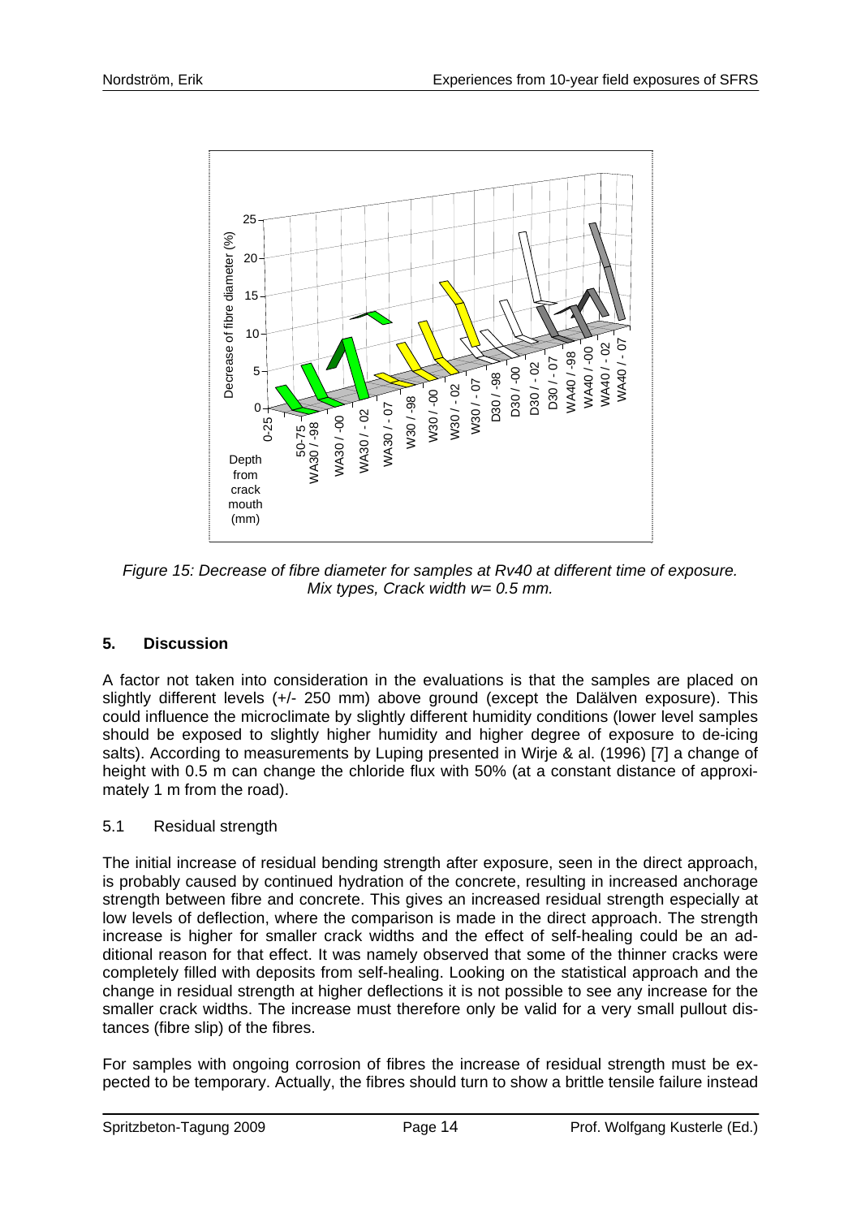Figure 15: Decrease of fibre diameter for samples at Rv40 at different time of exposure. Mix types, Crack width w= 0.5 mm.

## 5. Discussion

A factor not taken into consideration in the evaluations is that the samples are placed on slightly different levels (+/- 250 mm) above ground (except the Dalälven exposure). This could influence the microclimate by slightly different humidity conditions (lower level samples should be exposed to slightly higher humidity and higher degree of exposure to de-icing salts). According to measurements by Luping presented in Wirje & al. (1996) [7] a change of height with 0.5 m can change the chloride flux with 50% (at a constant distance of approximately 1 m from the road).

### 5.1 Residual strength

The initial increase of residual bending strength after exposure, seen in the direct approach, is probably caused by continued hydration of the concrete, resulting in increased anchorage strength between fibre and concrete. This gives an increased residual strength especially at low levels of deflection, where the comparison is made in the direct approach. The strength increase is higher for smaller crack widths and the effect of self-healing could be an additional reason for that effect. It was namely observed that some of the thinner cracks were completely filled with deposits from self-healing. Looking on the statistical approach and the change in residual strength at higher deflections it is not possible to see any increase for the smaller crack widths. The increase must therefore only be valid for a very small pullout distances (fibre slip) of the fibres.

For samples with ongoing corrosion of fibres the increase of residual strength must be expected to be temporary. Actually, the fibres should turn to show a brittle tensile failure instead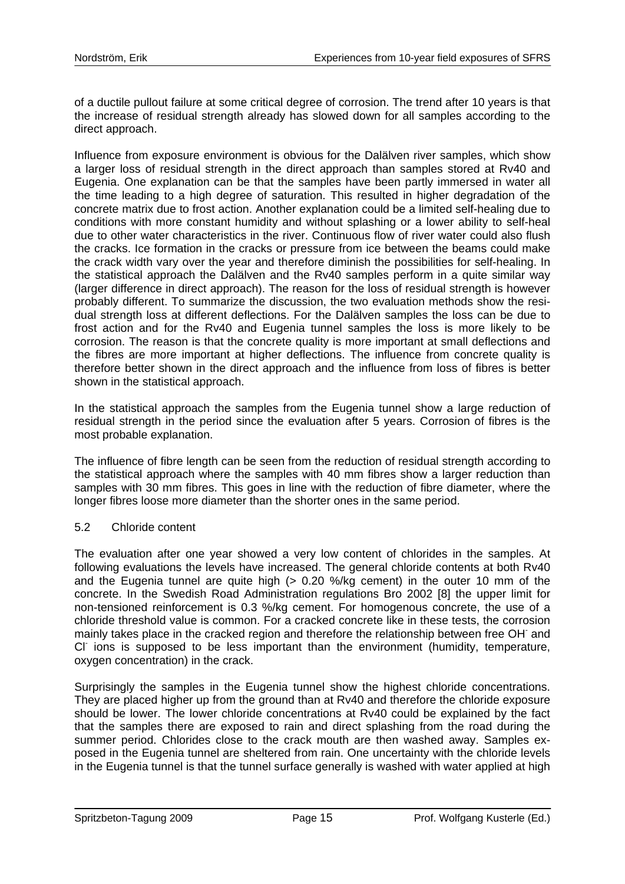of a ductile pullout failure at some critical degree of corrosion. The trend after 10 years is that the increase of residual strength already has slowed down for all samples according to the direct approach.

Influence from exposure environment is obvious for the Dalälven river samples, which show a larger loss of residual strength in the direct approach than samples stored at Rv40 and Eugenia. One explanation can be that the samples have been partly immersed in water all the time leading to a high degree of saturation. This resulted in higher degradation of the concrete matrix due to frost action. Another explanation could be a limited self-healing due to conditions with more constant humidity and without splashing or a lower ability to self-heal due to other water characteristics in the river. Continuous flow of river water could also flush the cracks. Ice formation in the cracks or pressure from ice between the beams could make the crack width vary over the year and therefore diminish the possibilities for self-healing. In the statistical approach the Dalälven and the Rv40 samples perform in a quite similar way (larger difference in direct approach). The reason for the loss of residual strength is however probably different. To summarize the discussion, the two evaluation methods show the residual strength loss at different deflections. For the Dalälven samples the loss can be due to frost action and for the Rv40 and Eugenia tunnel samples the loss is more likely to be corrosion. The reason is that the concrete quality is more important at small deflections and the fibres are more important at higher deflections. The influence from concrete quality is therefore better shown in the direct approach and the influence from loss of fibres is better shown in the statistical approach.

In the statistical approach the samples from the Eugenia tunnel show a large reduction of residual strength in the period since the evaluation after 5 years. Corrosion of fibres is the most probable explanation.

The influence of fibre length can be seen from the reduction of residual strength according to the statistical approach where the samples with 40 mm fibres show a larger reduction than samples with 30 mm fibres. This goes in line with the reduction of fibre diameter, where the longer fibres loose more diameter than the shorter ones in the same period.

## 5.2 Chloride content

The evaluation after one year showed a very low content of chlorides in the samples. At following evaluations the levels have increased. The general chloride contents at both Rv40 and the Eugenia tunnel are quite high (> 0.20 %/kg cement) in the outer 10 mm of the concrete. In the Swedish Road Administration regulations Bro 2002 [8] the upper limit for non-tensioned reinforcement is 0.3 %/kg cement. For homogenous concrete, the use of a chloride threshold value is common. For a cracked concrete like in these tests, the corrosion mainly takes place in the cracked region and therefore the relationship between free $OH^-$ and $Cl^-$ ions is supposed to be less important than the environment (humidity, temperature, oxygen concentration) in the crack.

Surprisingly the samples in the Eugenia tunnel show the highest chloride concentrations. They are placed higher up from the ground than at Rv40 and therefore the chloride exposure should be lower. The lower chloride concentrations at Rv40 could be explained by the fact that the samples there are exposed to rain and direct splashing from the road during the summer period. Chlorides close to the crack mouth are then washed away. Samples exposed in the Eugenia tunnel are sheltered from rain. One uncertainty with the chloride levels in the Eugenia tunnel is that the tunnel surface generally is washed with water applied at high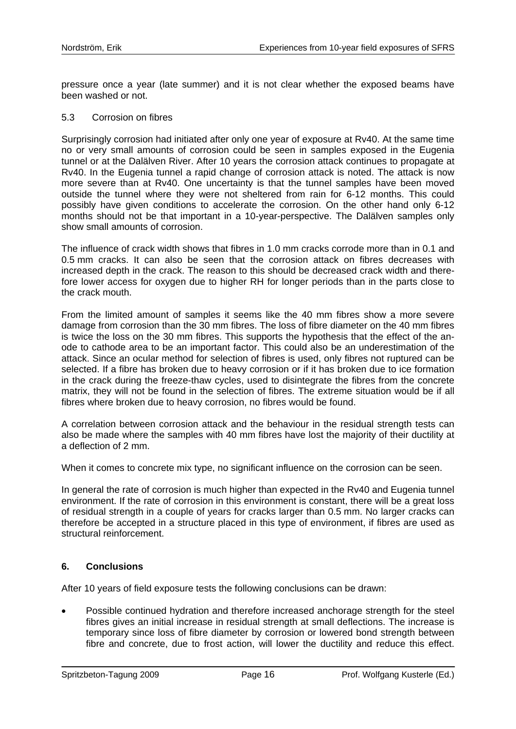pressure once a year (late summer) and it is not clear whether the exposed beams have been washed or not.

### 5.3 Corrosion on fibres

Surprisingly corrosion had initiated after only one year of exposure at Rv40. At the same time no or very small amounts of corrosion could be seen in samples exposed in the Eugenia tunnel or at the Dalälven River. After 10 years the corrosion attack continues to propagate at Rv40. In the Eugenia tunnel a rapid change of corrosion attack is noted. The attack is now more severe than at Rv40. One uncertainty is that the tunnel samples have been moved outside the tunnel where they were not sheltered from rain for 6-12 months. This could possibly have given conditions to accelerate the corrosion. On the other hand only 6-12 months should not be that important in a 10-year-perspective. The Dalälven samples only show small amounts of corrosion.

The influence of crack width shows that fibres in 1.0 mm cracks corrode more than in 0.1 and 0.5 mm cracks. It can also be seen that the corrosion attack on fibres decreases with increased depth in the crack. The reason to this should be decreased crack width and therefore lower access for oxygen due to higher RH for longer periods than in the parts close to the crack mouth.

From the limited amount of samples it seems like the 40 mm fibres show a more severe damage from corrosion than the 30 mm fibres. The loss of fibre diameter on the 40 mm fibres is twice the loss on the 30 mm fibres. This supports the hypothesis that the effect of the anode to cathode area to be an important factor. This could also be an underestimation of the attack. Since an ocular method for selection of fibres is used, only fibres not ruptured can be selected. If a fibre has broken due to heavy corrosion or if it has broken due to ice formation in the crack during the freeze-thaw cycles, used to disintegrate the fibres from the concrete matrix, they will not be found in the selection of fibres. The extreme situation would be if all fibres where broken due to heavy corrosion, no fibres would be found.

A correlation between corrosion attack and the behaviour in the residual strength tests can also be made where the samples with 40 mm fibres have lost the majority of their ductility at a deflection of 2 mm.

When it comes to concrete mix type, no significant influence on the corrosion can be seen.

In general the rate of corrosion is much higher than expected in the Rv40 and Eugenia tunnel environment. If the rate of corrosion in this environment is constant, there will be a great loss of residual strength in a couple of years for cracks larger than 0.5 mm. No larger cracks can therefore be accepted in a structure placed in this type of environment, if fibres are used as structural reinforcement.

## 6. Conclusions

After 10 years of field exposure tests the following conclusions can be drawn:

- Possible continued hydration and therefore increased anchorage strength for the steel fibres gives an initial increase in residual strength at small deflections. The increase is temporary since loss of fibre diameter by corrosion or lowered bond strength between fibre and concrete, due to frost action, will lower the ductility and reduce this effect.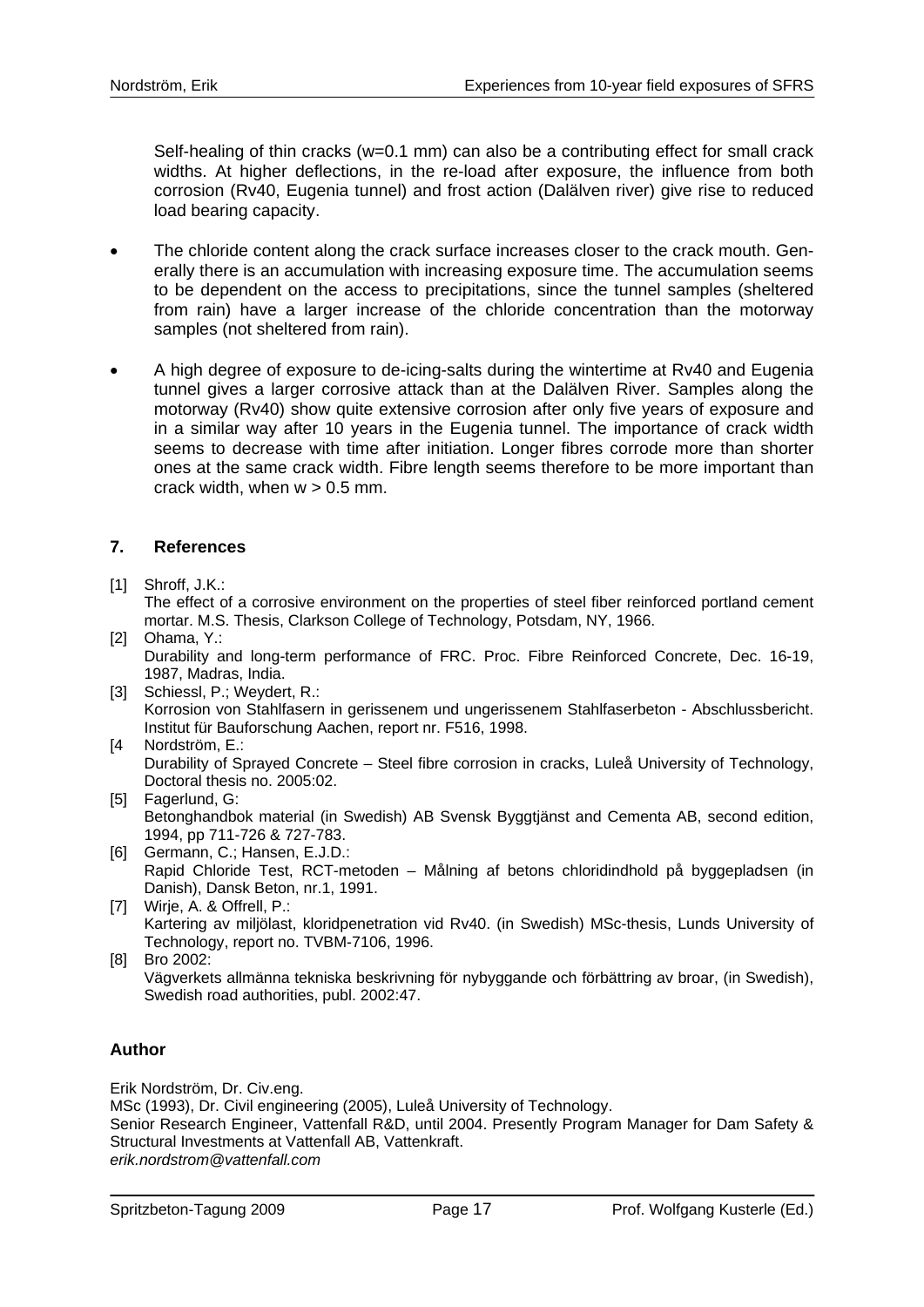Self-healing of thin cracks (w=0.1 mm) can also be a contributing effect for small crack widths. At higher deflections, in the re-load after exposure, the influence from both corrosion (Rv40, Eugenia tunnel) and frost action (Dalälven river) give rise to reduced load bearing capacity.

- The chloride content along the crack surface increases closer to the crack mouth. Generally there is an accumulation with increasing exposure time. The accumulation seems to be dependent on the access to precipitations, since the tunnel samples (sheltered from rain) have a larger increase of the chloride concentration than the motorway samples (not sheltered from rain).
- A high degree of exposure to de-icing-salts during the wintertime at Rv40 and Eugenia tunnel gives a larger corrosive attack than at the Dalälven River. Samples along the motorway (Rv40) show quite extensive corrosion after only five years of exposure and in a similar way after 10 years in the Eugenia tunnel. The importance of crack width seems to decrease with time after initiation. Longer fibres corrode more than shorter ones at the same crack width. Fibre length seems therefore to be more important than crack width, when w > 0.5 mm.

## 7. References

[1] Shroff, J.K.:
The effect of a corrosive environment on the properties of steel fiber reinforced portland cement mortar. M.S. Thesis, Clarkson College of Technology, Potsdam, NY, 1966.

[2] Ohama, Y.:
Durability and long-term performance of FRC. Proc. Fibre Reinforced Concrete, Dec. 16-19, 1987, Madras, India.

[3] Schiessl, P.; Weydert, R.:
Korrosion von Stahlfasern in gerissenem und ungerissenem Stahlfaserbeton - Abschlussbericht. Institut für Bauforschung Aachen, report nr. F516, 1998.

[4 Nordström, E.:
Durability of Sprayed Concrete – Steel fibre corrosion in cracks, Luleå University of Technology, Doctoral thesis no. 2005:02.

[5] Fagerlund, G:
Betonghandbok material (in Swedish) AB Svensk Byggtjänst and Cementa AB, second edition, 1994, pp 711-726 & 727-783.

[6] Germann, C.; Hansen, E.J.D.:
Rapid Chloride Test, RCT-metoden – Målning af betons chloridindhold på byggepladsen (in Danish), Dansk Beton, nr.1, 1991.

[7] Wirje, A. & Offrell, P.:
Kartering av miljölast, kloridpenetration vid Rv40. (in Swedish) MSc-thesis, Lunds University of Technology, report no. TVBM-7106, 1996.

[8] Bro 2002:
Vägverkets allmänna tekniska beskrivning för nybyggande och förbättring av broar, (in Swedish), Swedish road authorities, publ. 2002:47.

## Author

Erik Nordström, Dr. Civ.eng.
MSc (1993), Dr. Civil engineering (2005), Luleå University of Technology.
Senior Research Engineer, Vattenfall R&D, until 2004. Presently Program Manager for Dam Safety & Structural Investments at Vattenfall AB, Vattenkraft.
*erik.nordstrom@vattenfall.com*